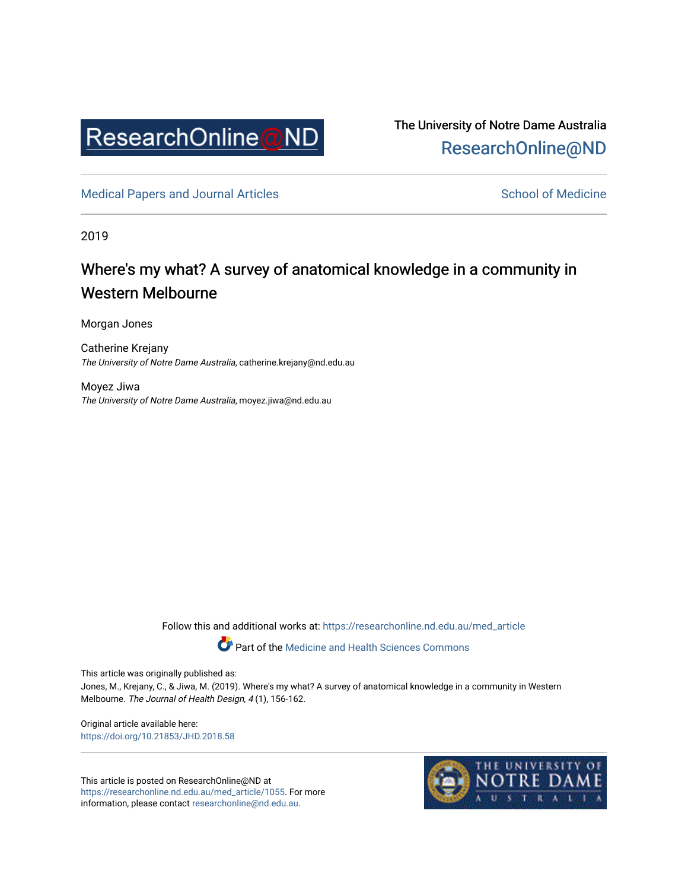ResearchOnline@ND

The University of Notre Dame Australia
ResearchOnline@ND

Medical Papers and Journal Articles

School of Medicine

2019

# Where's my what? A survey of anatomical knowledge in a community in Western Melbourne

Morgan Jones

Catherine Krejany
*The University of Notre Dame Australia*, catherine.krejany@nd.edu.au

Moyez Jiwa
*The University of Notre Dame Australia*, moyez.jiwa@nd.edu.au

Follow this and additional works at: https://researchonline.nd.edu.au/med_article

Part of the Medicine and Health Sciences Commons

This article was originally published as:
Jones, M., Krejany, C., & Jiwa, M. (2019). Where's my what? A survey of anatomical knowledge in a community in Western Melbourne. *The Journal of Health Design, 4* (1), 156-162.

Original article available here:
https://doi.org/10.21853/JHD.2018.58

This article is posted on ResearchOnline@ND at https://researchonline.nd.edu.au/med_article/1055. For more information, please contact researchonline@nd.edu.au.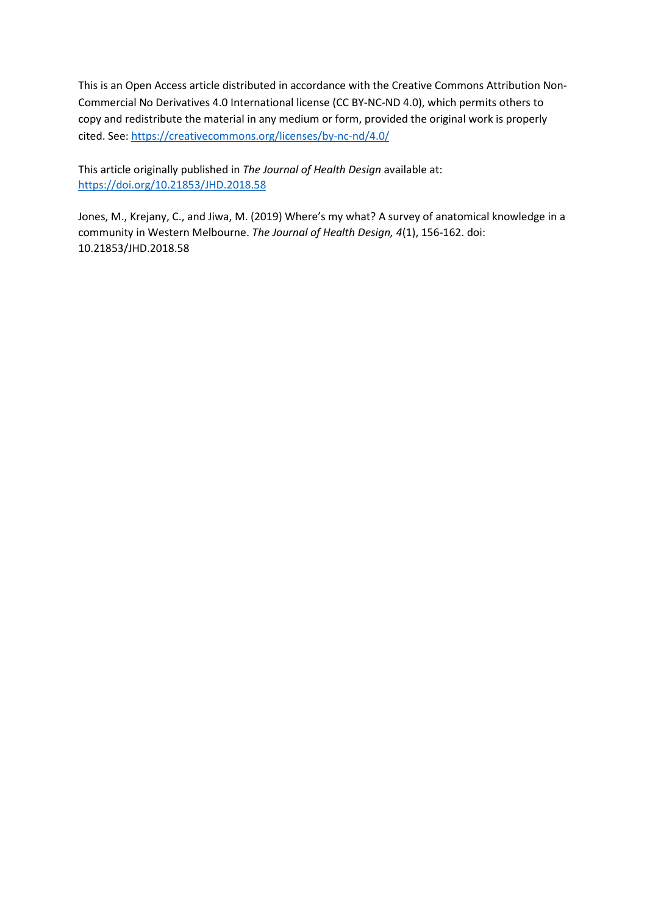This is an Open Access article distributed in accordance with the Creative Commons Attribution Non-Commercial No Derivatives 4.0 International license (CC BY-NC-ND 4.0), which permits others to copy and redistribute the material in any medium or form, provided the original work is properly cited. See: https://creativecommons.org/licenses/by-nc-nd/4.0/

This article originally published in *The Journal of Health Design* available at: https://doi.org/10.21853/JHD.2018.58

Jones, M., Krejany, C., and Jiwa, M. (2019) Where's my what? A survey of anatomical knowledge in a community in Western Melbourne. *The Journal of Health Design, 4*(1), 156-162. doi: 10.21853/JHD.2018.58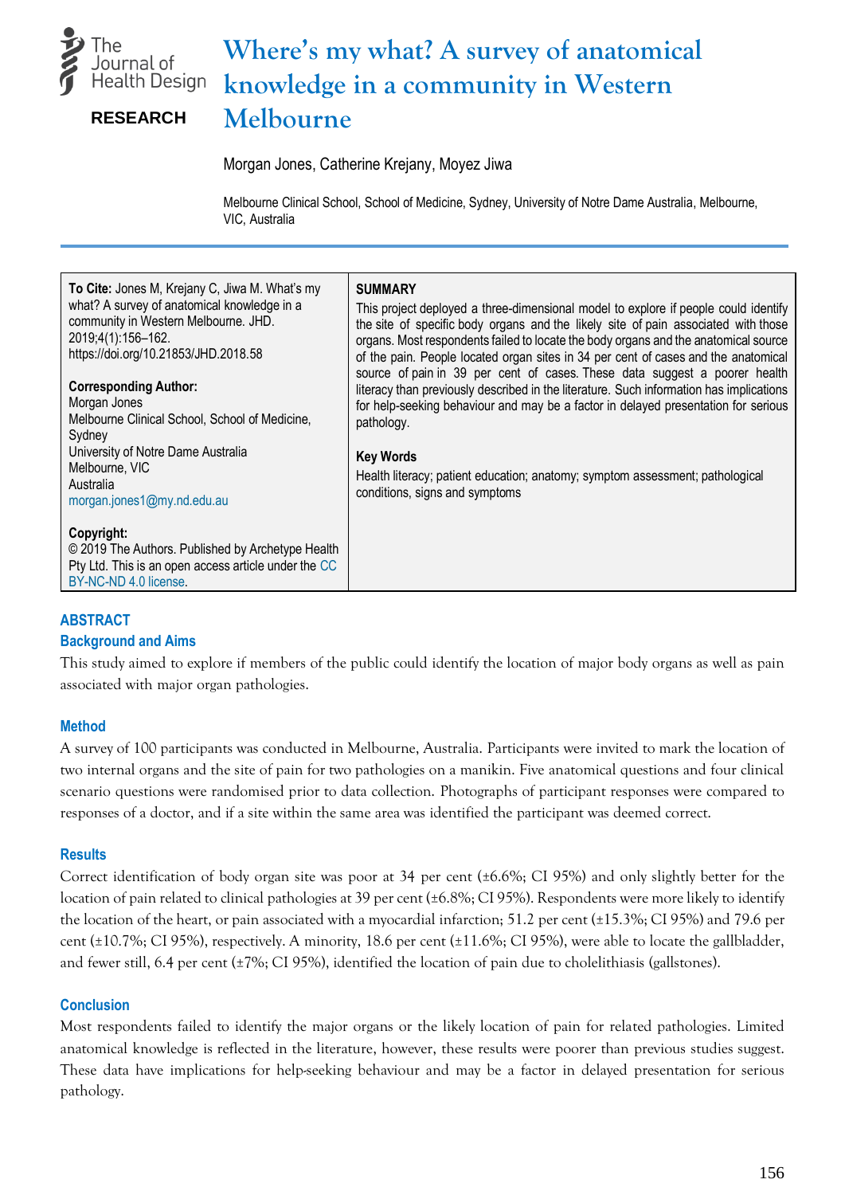# Where's my what? A survey of anatomical knowledge in a community in Western Melbourne

**RESEARCH**

Morgan Jones, Catherine Krejany, Moyez Jiwa

Melbourne Clinical School, School of Medicine, Sydney, University of Notre Dame Australia, Melbourne, VIC, Australia

**To Cite:** Jones M, Krejany C, Jiwa M. What's my what? A survey of anatomical knowledge in a community in Western Melbourne. JHD. 2019;4(1):156–162. https://doi.org/10.21853/JHD.2018.58

**Corresponding Author:**
Morgan Jones
Melbourne Clinical School, School of Medicine, Sydney
University of Notre Dame Australia
Melbourne, VIC
Australia
morgan.jones1@my.nd.edu.au

**Copyright:**
© 2019 The Authors. Published by Archetype Health Pty Ltd. This is an open access article under the CC BY-NC-ND 4.0 license.

**SUMMARY**

This project deployed a three-dimensional model to explore if people could identify the site of specific body organs and the likely site of pain associated with those organs. Most respondents failed to locate the body organs and the anatomical source of the pain. People located organ sites in 34 per cent of cases and the anatomical source of pain in 39 per cent of cases. These data suggest a poorer health literacy than previously described in the literature. Such information has implications for help-seeking behaviour and may be a factor in delayed presentation for serious pathology.

**Key Words**

Health literacy; patient education; anatomy; symptom assessment; pathological conditions, signs and symptoms

## ABSTRACT

### Background and Aims

This study aimed to explore if members of the public could identify the location of major body organs as well as pain associated with major organ pathologies.

### Method

A survey of 100 participants was conducted in Melbourne, Australia. Participants were invited to mark the location of two internal organs and the site of pain for two pathologies on a manikin. Five anatomical questions and four clinical scenario questions were randomised prior to data collection. Photographs of participant responses were compared to responses of a doctor, and if a site within the same area was identified the participant was deemed correct.

### Results

Correct identification of body organ site was poor at 34 per cent (±6.6%; CI 95%) and only slightly better for the location of pain related to clinical pathologies at 39 per cent (±6.8%; CI 95%). Respondents were more likely to identify the location of the heart, or pain associated with a myocardial infarction; 51.2 per cent (±15.3%; CI 95%) and 79.6 per cent (±10.7%; CI 95%), respectively. A minority, 18.6 per cent (±11.6%; CI 95%), were able to locate the gallbladder, and fewer still, 6.4 per cent (±7%; CI 95%), identified the location of pain due to cholelithiasis (gallstones).

### Conclusion

Most respondents failed to identify the major organs or the likely location of pain for related pathologies. Limited anatomical knowledge is reflected in the literature, however, these results were poorer than previous studies suggest. These data have implications for help-seeking behaviour and may be a factor in delayed presentation for serious pathology.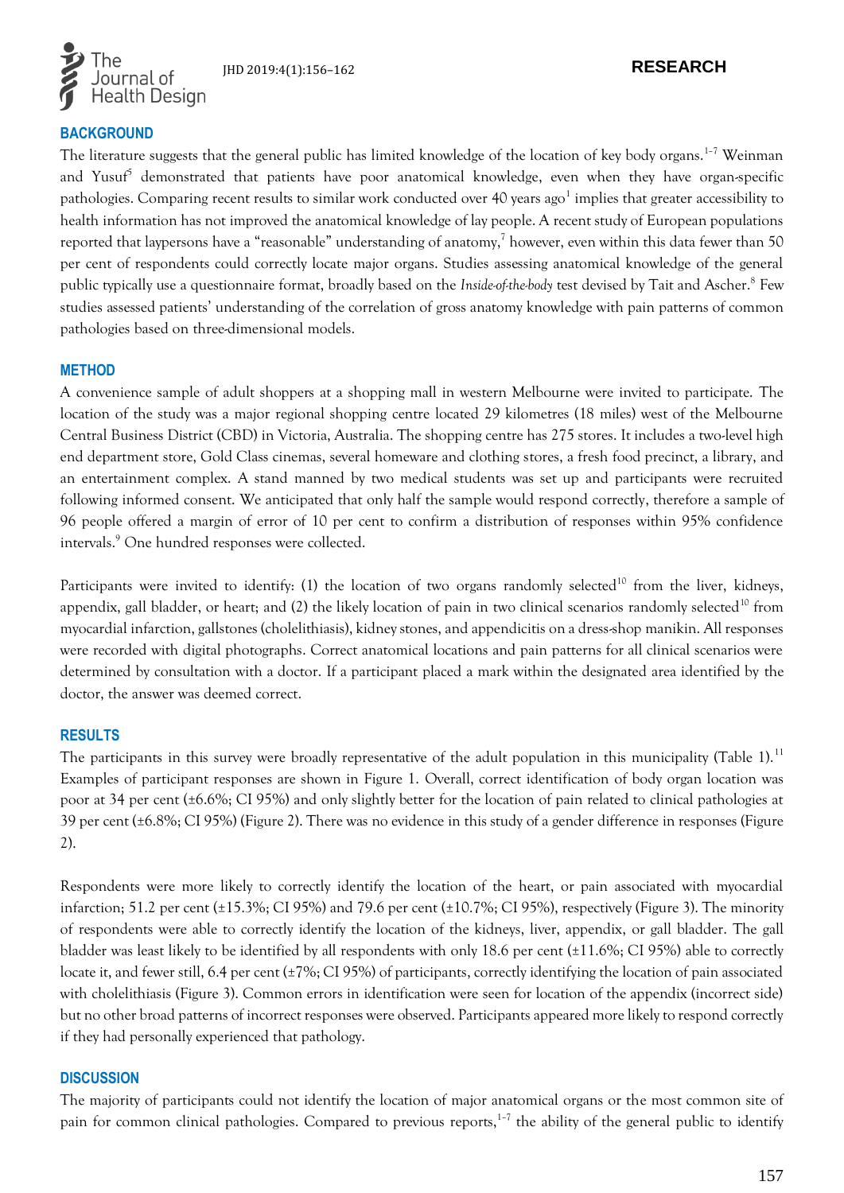## BACKGROUND

The literature suggests that the general public has limited knowledge of the location of key body organs.[1–7] Weinman and Yusuf[5] demonstrated that patients have poor anatomical knowledge, even when they have organ-specific pathologies. Comparing recent results to similar work conducted over 40 years ago[1] implies that greater accessibility to health information has not improved the anatomical knowledge of lay people. A recent study of European populations reported that laypersons have a "reasonable" understanding of anatomy,[7] however, even within this data fewer than 50 per cent of respondents could correctly locate major organs. Studies assessing anatomical knowledge of the general public typically use a questionnaire format, broadly based on the *Inside-of-the-body* test devised by Tait and Ascher.[8] Few studies assessed patients' understanding of the correlation of gross anatomy knowledge with pain patterns of common pathologies based on three-dimensional models.

## METHOD

A convenience sample of adult shoppers at a shopping mall in western Melbourne were invited to participate. The location of the study was a major regional shopping centre located 29 kilometres (18 miles) west of the Melbourne Central Business District (CBD) in Victoria, Australia. The shopping centre has 275 stores. It includes a two-level high end department store, Gold Class cinemas, several homeware and clothing stores, a fresh food precinct, a library, and an entertainment complex. A stand manned by two medical students was set up and participants were recruited following informed consent. We anticipated that only half the sample would respond correctly, therefore a sample of 96 people offered a margin of error of 10 per cent to confirm a distribution of responses within 95% confidence intervals.[9] One hundred responses were collected.

Participants were invited to identify: (1) the location of two organs randomly selected[10] from the liver, kidneys, appendix, gall bladder, or heart; and (2) the likely location of pain in two clinical scenarios randomly selected[10] from myocardial infarction, gallstones (cholelithiasis), kidney stones, and appendicitis on a dress-shop manikin. All responses were recorded with digital photographs. Correct anatomical locations and pain patterns for all clinical scenarios were determined by consultation with a doctor. If a participant placed a mark within the designated area identified by the doctor, the answer was deemed correct.

## RESULTS

The participants in this survey were broadly representative of the adult population in this municipality (Table 1).[11] Examples of participant responses are shown in Figure 1. Overall, correct identification of body organ location was poor at 34 per cent (±6.6%; CI 95%) and only slightly better for the location of pain related to clinical pathologies at 39 per cent (±6.8%; CI 95%) (Figure 2). There was no evidence in this study of a gender difference in responses (Figure 2).

Respondents were more likely to correctly identify the location of the heart, or pain associated with myocardial infarction; 51.2 per cent (±15.3%; CI 95%) and 79.6 per cent (±10.7%; CI 95%), respectively (Figure 3). The minority of respondents were able to correctly identify the location of the kidneys, liver, appendix, or gall bladder. The gall bladder was least likely to be identified by all respondents with only 18.6 per cent (±11.6%; CI 95%) able to correctly locate it, and fewer still, 6.4 per cent (±7%; CI 95%) of participants, correctly identifying the location of pain associated with cholelithiasis (Figure 3). Common errors in identification were seen for location of the appendix (incorrect side) but no other broad patterns of incorrect responses were observed. Participants appeared more likely to respond correctly if they had personally experienced that pathology.

## DISCUSSION

The majority of participants could not identify the location of major anatomical organs or the most common site of pain for common clinical pathologies. Compared to previous reports,[1–7] the ability of the general public to identify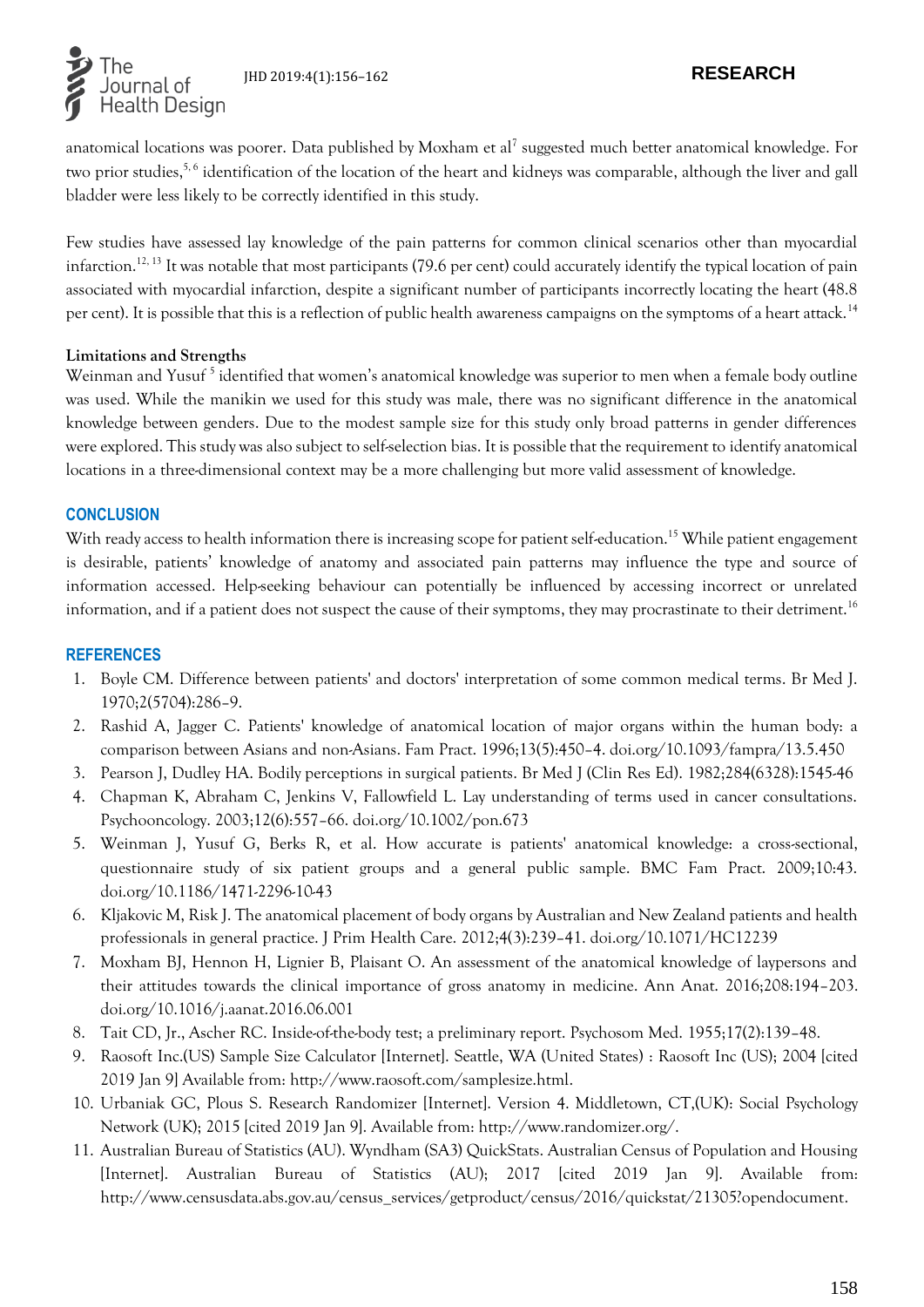anatomical locations was poorer. Data published by Moxham et al[7] suggested much better anatomical knowledge. For two prior studies,[5,6] identification of the location of the heart and kidneys was comparable, although the liver and gall bladder were less likely to be correctly identified in this study.

Few studies have assessed lay knowledge of the pain patterns for common clinical scenarios other than myocardial infarction.[12,13] It was notable that most participants (79.6 per cent) could accurately identify the typical location of pain associated with myocardial infarction, despite a significant number of participants incorrectly locating the heart (48.8 per cent). It is possible that this is a reflection of public health awareness campaigns on the symptoms of a heart attack.[14]

**Limitations and Strengths**

Weinman and Yusuf [5] identified that women's anatomical knowledge was superior to men when a female body outline was used. While the manikin we used for this study was male, there was no significant difference in the anatomical knowledge between genders. Due to the modest sample size for this study only broad patterns in gender differences were explored. This study was also subject to self-selection bias. It is possible that the requirement to identify anatomical locations in a three-dimensional context may be a more challenging but more valid assessment of knowledge.

## CONCLUSION

With ready access to health information there is increasing scope for patient self-education.[15] While patient engagement is desirable, patients' knowledge of anatomy and associated pain patterns may influence the type and source of information accessed. Help-seeking behaviour can potentially be influenced by accessing incorrect or unrelated information, and if a patient does not suspect the cause of their symptoms, they may procrastinate to their detriment.[16]

## REFERENCES

1. Boyle CM. Difference between patients' and doctors' interpretation of some common medical terms. Br Med J. 1970;2(5704):286–9.
2. Rashid A, Jagger C. Patients' knowledge of anatomical location of major organs within the human body: a comparison between Asians and non-Asians. Fam Pract. 1996;13(5):450–4. doi.org/10.1093/fampra/13.5.450
3. Pearson J, Dudley HA. Bodily perceptions in surgical patients. Br Med J (Clin Res Ed). 1982;284(6328):1545-46
4. Chapman K, Abraham C, Jenkins V, Fallowfield L. Lay understanding of terms used in cancer consultations. Psychooncology. 2003;12(6):557–66. doi.org/10.1002/pon.673
5. Weinman J, Yusuf G, Berks R, et al. How accurate is patients' anatomical knowledge: a cross-sectional, questionnaire study of six patient groups and a general public sample. BMC Fam Pract. 2009;10:43. doi.org/10.1186/1471-2296-10-43
6. Kljakovic M, Risk J. The anatomical placement of body organs by Australian and New Zealand patients and health professionals in general practice. J Prim Health Care. 2012;4(3):239–41. doi.org/10.1071/HC12239
7. Moxham BJ, Hennon H, Lignier B, Plaisant O. An assessment of the anatomical knowledge of laypersons and their attitudes towards the clinical importance of gross anatomy in medicine. Ann Anat. 2016;208:194–203. doi.org/10.1016/j.aanat.2016.06.001
8. Tait CD, Jr., Ascher RC. Inside-of-the-body test; a preliminary report. Psychosom Med. 1955;17(2):139–48.
9. Raosoft Inc.(US) Sample Size Calculator [Internet]. Seattle, WA (United States) : Raosoft Inc (US); 2004 [cited 2019 Jan 9] Available from: http://www.raosoft.com/samplesize.html.
10. Urbaniak GC, Plous S. Research Randomizer [Internet]. Version 4. Middletown, CT,(UK): Social Psychology Network (UK); 2015 [cited 2019 Jan 9]. Available from: http://www.randomizer.org/.
11. Australian Bureau of Statistics (AU). Wyndham (SA3) QuickStats. Australian Census of Population and Housing [Internet]. Australian Bureau of Statistics (AU); 2017 [cited 2019 Jan 9]. Available from: http://www.censusdata.abs.gov.au/census_services/getproduct/census/2016/quickstat/21305?opendocument.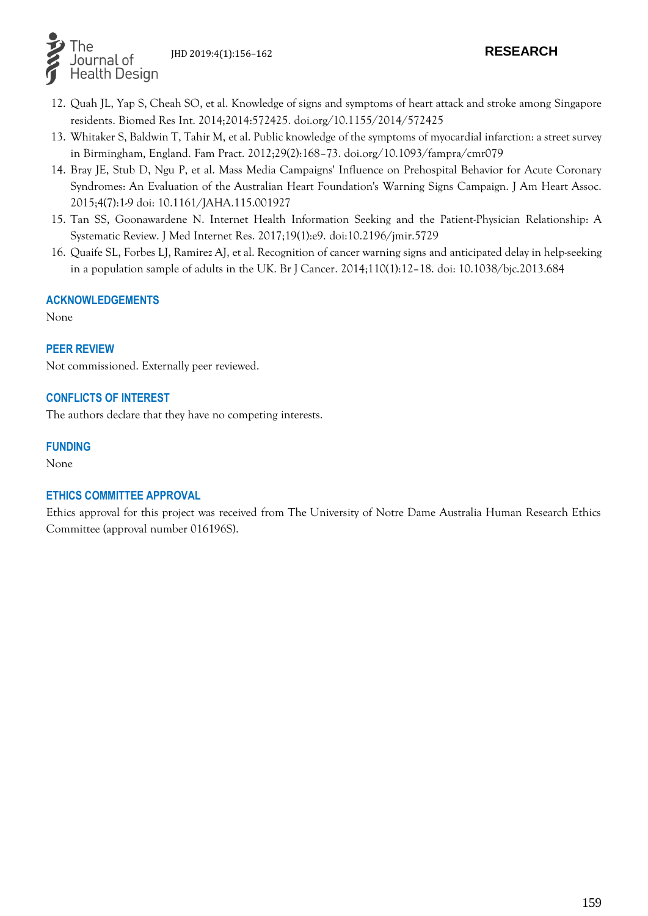12. Quah JL, Yap S, Cheah SO, et al. Knowledge of signs and symptoms of heart attack and stroke among Singapore residents. Biomed Res Int. 2014;2014:572425. doi.org/10.1155/2014/572425
13. Whitaker S, Baldwin T, Tahir M, et al. Public knowledge of the symptoms of myocardial infarction: a street survey in Birmingham, England. Fam Pract. 2012;29(2):168–73. doi.org/10.1093/fampra/cmr079
14. Bray JE, Stub D, Ngu P, et al. Mass Media Campaigns' Influence on Prehospital Behavior for Acute Coronary Syndromes: An Evaluation of the Australian Heart Foundation's Warning Signs Campaign. J Am Heart Assoc. 2015;4(7):1-9 doi: 10.1161/JAHA.115.001927
15. Tan SS, Goonawardene N. Internet Health Information Seeking and the Patient-Physician Relationship: A Systematic Review. J Med Internet Res. 2017;19(1):e9. doi:10.2196/jmir.5729
16. Quaife SL, Forbes LJ, Ramirez AJ, et al. Recognition of cancer warning signs and anticipated delay in help-seeking in a population sample of adults in the UK. Br J Cancer. 2014;110(1):12–18. doi: 10.1038/bjc.2013.684

## ACKNOWLEDGEMENTS

None

## PEER REVIEW

Not commissioned. Externally peer reviewed.

## CONFLICTS OF INTEREST

The authors declare that they have no competing interests.

## FUNDING

None

## ETHICS COMMITTEE APPROVAL

Ethics approval for this project was received from The University of Notre Dame Australia Human Research Ethics Committee (approval number 016196S).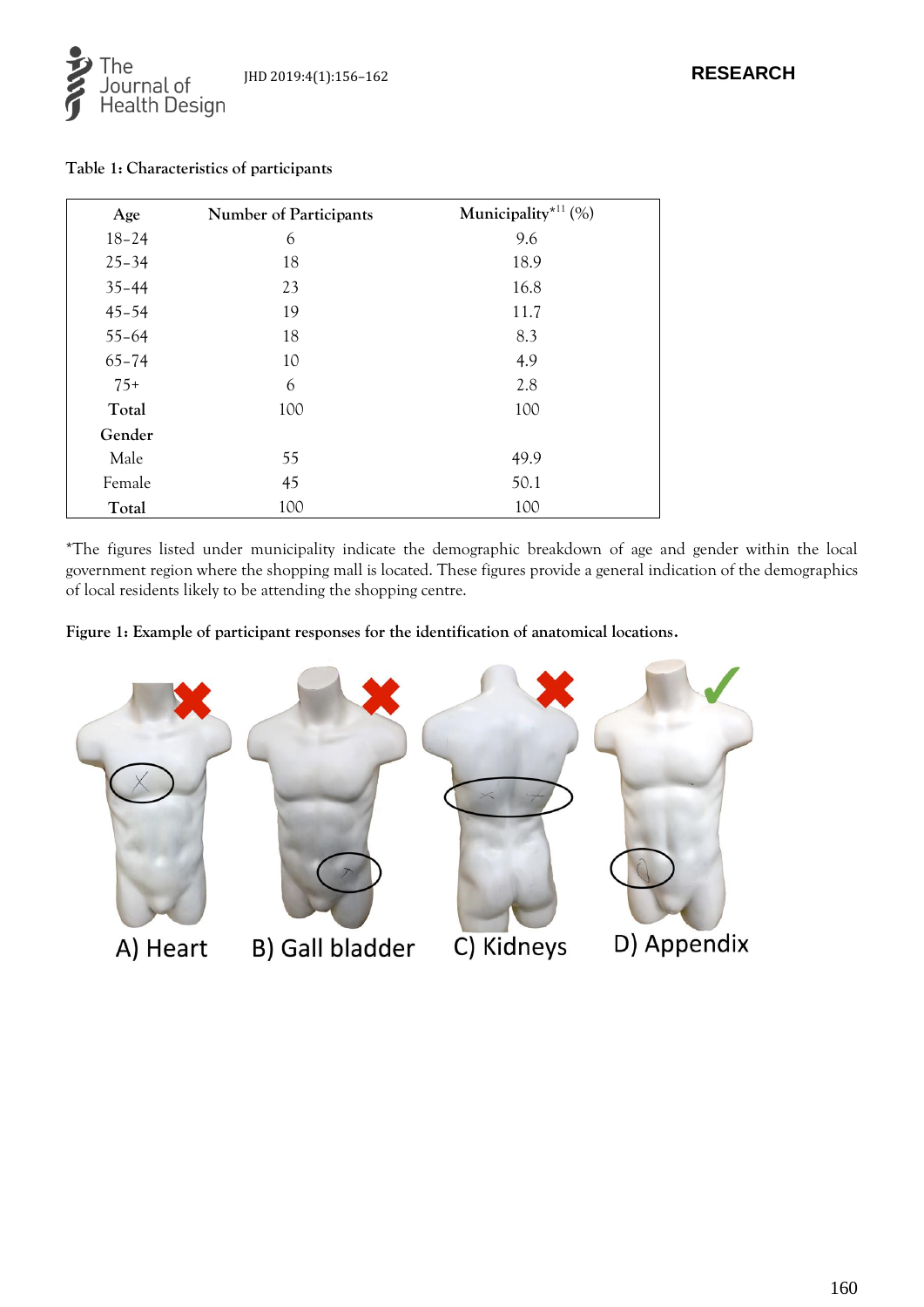**Table 1: Characteristics of participants**

| Age | Number of Participants | Municipality*[11] (%) |
|---|---|---|
| 18–24 | 6 | 9.6 |
| 25–34 | 18 | 18.9 |
| 35–44 | 23 | 16.8 |
| 45–54 | 19 | 11.7 |
| 55–64 | 18 | 8.3 |
| 65–74 | 10 | 4.9 |
| 75+ | 6 | 2.8 |
| **Total** | 100 | 100 |
| **Gender** | | |
| Male | 55 | 49.9 |
| Female | 45 | 50.1 |
| **Total** | 100 | 100 |

*The figures listed under municipality indicate the demographic breakdown of age and gender within the local government region where the shopping mall is located. These figures provide a general indication of the demographics of local residents likely to be attending the shopping centre.

**Figure 1: Example of participant responses for the identification of anatomical locations.**

A) Heart B) Gall bladder C) Kidneys D) Appendix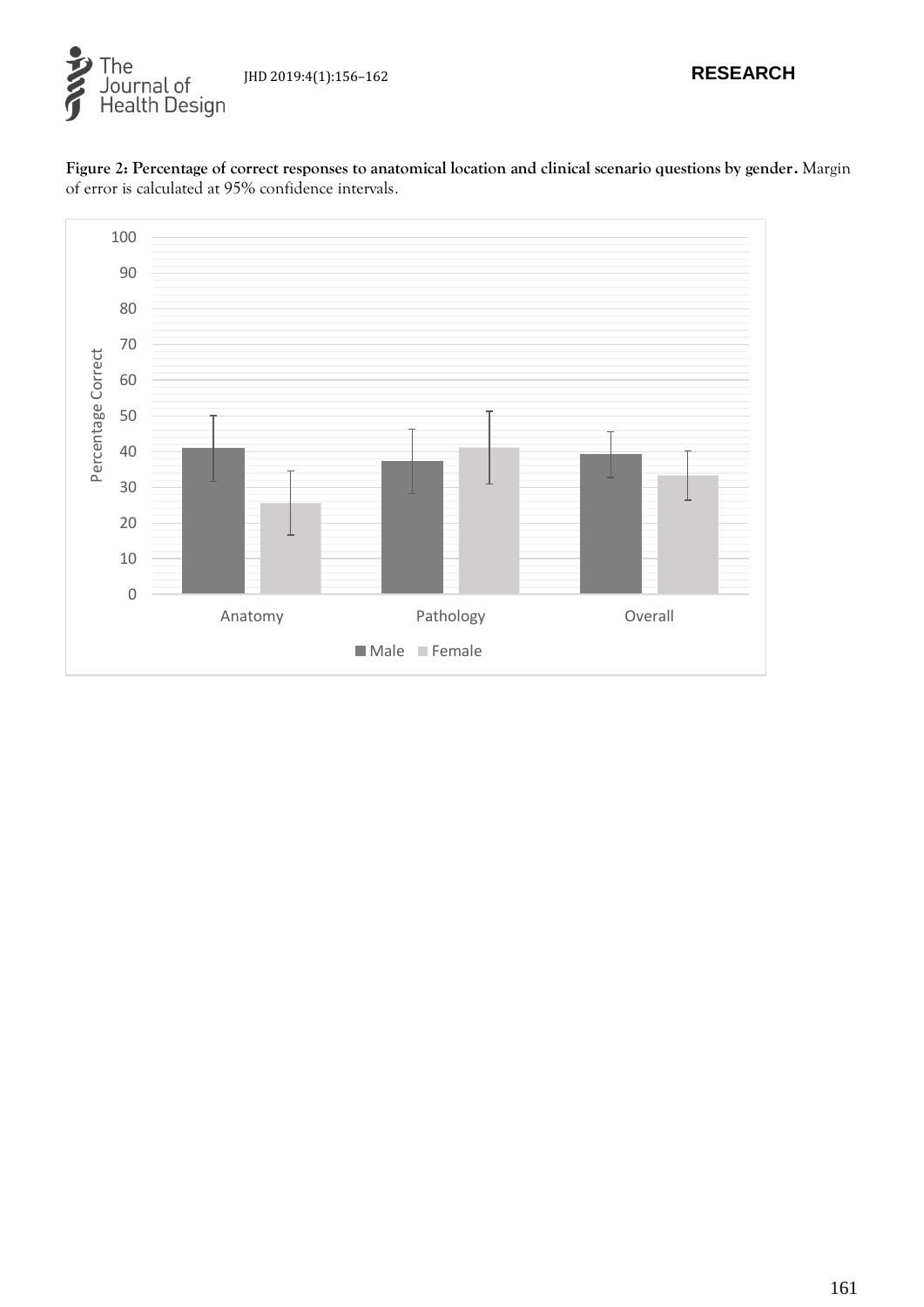**Figure 2: Percentage of correct responses to anatomical location and clinical scenario questions by gender.** Margin of error is calculated at 95% confidence intervals.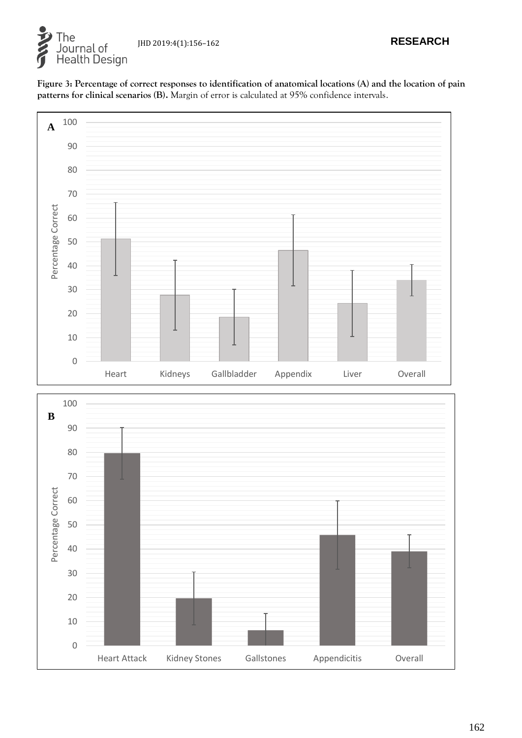**Figure 3: Percentage of correct responses to identification of anatomical locations (A) and the location of pain patterns for clinical scenarios (B).** Margin of error is calculated at 95% confidence intervals.

A

Percentage Correct

100
90
80
70
60
50
40
30
20
10
0

Heart
Kidneys
Gallbladder
Appendix
Liver
Overall

B

Percentage Correct

100
90
80
70
60
50
40
30
20
10
0

Heart Attack
Kidney Stones
Gallstones
Appendicitis
Overall